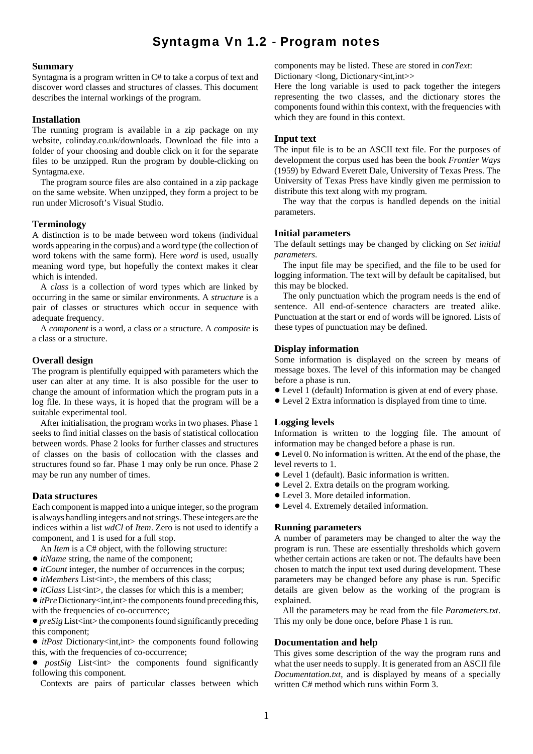# Syntagma Vn 1.2 - Program notes

## Summary

Syntagma is a program written in C# to take a corpus of text and discover word classes and structures of classes. This document describes the internal workings of the program.

## Installation

The running program is available in a zip package on my website, colinday.co.uk/downloads. Download the file into a folder of your choosing and double click on it for the separate files to be unzipped. Run the program by double-clicking on Syntagma.exe.

The program source files are also contained in a zip package on the same website. When unzipped, they form a project to be run under Microsoft's Visual Studio.

## Terminology

A distinction is to be made between word tokens (individual words appearing in the corpus) and a word type (the collection of word tokens with the same form). Here *word* is used, usually meaning word type, but hopefully the context makes it clear which is intended.

A *class* is a collection of word types which are linked by occurring in the same or similar environments. A *structure* is a pair of classes or structures which occur in sequence with adequate frequency.

A *component* is a word, a class or a structure. A *composite* is a class or a structure.

## Overall design

The program is plentifully equipped with parameters which the user can alter at any time. It is also possible for the user to change the amount of information which the program puts in a log file. In these ways, it is hoped that the program will be a suitable experimental tool.

After initialisation, the program works in two phases. Phase 1 seeks to find initial classes on the basis of statistical collocation between words. Phase 2 looks for further classes and structures of classes on the basis of collocation with the classes and structures found so far. Phase 1 may only be run once. Phase 2 may be run any number of times.

## Data structures

Each component is mapped into a unique integer, so the program is always handling integers and not strings. These integers are the indices within a list *wdCl* of *Item*. Zero is not used to identify a component, and 1 is used for a full stop.

An *Item* is a C# object, with the following structure:

- *itName* string, the name of the component;
- *itCount* integer, the number of occurrences in the corpus;
- *itMembers* List<int>, the members of this class;
- *itClass* List<int>, the classes for which this is a member;
- *itPre* Dictionary<int,int> the components found preceding this, with the frequencies of co-occurrence;
- *preSig* List<int> the components found significantly preceding this component;
- *itPost* Dictionary<int,int> the components found following this, with the frequencies of co-occurrence;
- *postSig* List<int> the components found significantly following this component.

Contexts are pairs of particular classes between which components may be listed. These are stored in *conText*: Dictionary <long, Dictionary<int,int>>

Here the long variable is used to pack together the integers representing the two classes, and the dictionary stores the components found within this context, with the frequencies with which they are found in this context.

## Input text

The input file is to be an ASCII text file. For the purposes of development the corpus used has been the book *Frontier Ways* (1959) by Edward Everett Dale, University of Texas Press. The University of Texas Press have kindly given me permission to distribute this text along with my program.

The way that the corpus is handled depends on the initial parameters.

## Initial parameters

The default settings may be changed by clicking on *Set initial parameters*.

The input file may be specified, and the file to be used for logging information. The text will by default be capitalised, but this may be blocked.

The only punctuation which the program needs is the end of sentence. All end-of-sentence characters are treated alike. Punctuation at the start or end of words will be ignored. Lists of these types of punctuation may be defined.

## Display information

Some information is displayed on the screen by means of message boxes. The level of this information may be changed before a phase is run.

- Level 1 (default) Information is given at end of every phase.
- Level 2 Extra information is displayed from time to time.

## Logging levels

Information is written to the logging file. The amount of information may be changed before a phase is run.

- Level 0. No information is written. At the end of the phase, the level reverts to 1.
- Level 1 (default). Basic information is written.
- Level 2. Extra details on the program working.
- Level 3. More detailed information.
- Level 4. Extremely detailed information.

## Running parameters

A number of parameters may be changed to alter the way the program is run. These are essentially thresholds which govern whether certain actions are taken or not. The defaults have been chosen to match the input text used during development. These parameters may be changed before any phase is run. Specific details are given below as the working of the program is explained.

All the parameters may be read from the file *Parameters.txt*. This my only be done once, before Phase 1 is run.

## Documentation and help

This gives some description of the way the program runs and what the user needs to supply. It is generated from an ASCII file *Documentation.txt*, and is displayed by means of a specially written C# method which runs within Form 3.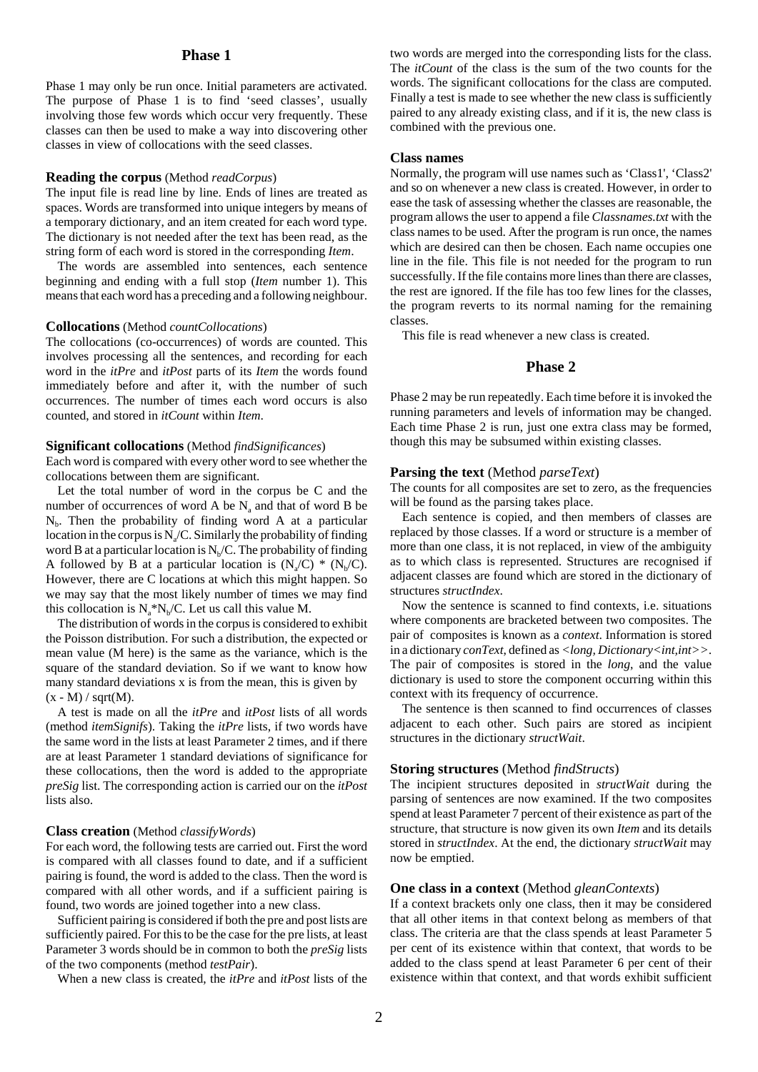## Phase 1

Phase 1 may only be run once. Initial parameters are activated. The purpose of Phase 1 is to find 'seed classes', usually involving those few words which occur very frequently. These classes can then be used to make a way into discovering other classes in view of collocations with the seed classes.

### Reading the corpus (Method *readCorpus*)

The input file is read line by line. Ends of lines are treated as spaces. Words are transformed into unique integers by means of a temporary dictionary, and an item created for each word type. The dictionary is not needed after the text has been read, as the string form of each word is stored in the corresponding *Item*.

The words are assembled into sentences, each sentence beginning and ending with a full stop (*Item* number 1). This means that each word has a preceding and a following neighbour.

### Collocations (Method *countCollocations*)

The collocations (co-occurrences) of words are counted. This involves processing all the sentences, and recording for each word in the *itPre* and *itPost* parts of its *Item* the words found immediately before and after it, with the number of such occurrences. The number of times each word occurs is also counted, and stored in *itCount* within *Item*.

### Significant collocations (Method *findSignificances*)

Each word is compared with every other word to see whether the collocations between them are significant.

Let the total number of word in the corpus be C and the number of occurrences of word A be $N_a$ and that of word B be $N_b$. Then the probability of finding word A at a particular location in the corpus is $N_a/C$. Similarly the probability of finding word B at a particular location is $N_b/C$. The probability of finding A followed by B at a particular location is $(N_a/C) * (N_b/C)$. However, there are C locations at which this might happen. So we may say that the most likely number of times we may find this collocation is $N_a*N_b/C$. Let us call this value M.

The distribution of words in the corpus is considered to exhibit the Poisson distribution. For such a distribution, the expected or mean value (M here) is the same as the variance, which is the square of the standard deviation. So if we want to know how many standard deviations x is from the mean, this is given by $(x - M) / \mathrm{sqrt}(M)$.

A test is made on all the *itPre* and *itPost* lists of all words (method *itemSignifs*). Taking the *itPre* lists, if two words have the same word in the lists at least Parameter 2 times, and if there are at least Parameter 1 standard deviations of significance for these collocations, then the word is added to the appropriate *preSig* list. The corresponding action is carried our on the *itPost* lists also.

### Class creation (Method *classifyWords*)

For each word, the following tests are carried out. First the word is compared with all classes found to date, and if a sufficient pairing is found, the word is added to the class. Then the word is compared with all other words, and if a sufficient pairing is found, two words are joined together into a new class.

Sufficient pairing is considered if both the pre and post lists are sufficiently paired. For this to be the case for the pre lists, at least Parameter 3 words should be in common to both the *preSig* lists of the two components (method *testPair*).

When a new class is created, the *itPre* and *itPost* lists of the two words are merged into the corresponding lists for the class. The *itCount* of the class is the sum of the two counts for the words. The significant collocations for the class are computed. Finally a test is made to see whether the new class is sufficiently paired to any already existing class, and if it is, the new class is combined with the previous one.

### Class names

Normally, the program will use names such as 'Class1', 'Class2' and so on whenever a new class is created. However, in order to ease the task of assessing whether the classes are reasonable, the program allows the user to append a file *Classnames.txt* with the class names to be used. After the program is run once, the names which are desired can then be chosen. Each name occupies one line in the file. This file is not needed for the program to run successfully. If the file contains more lines than there are classes, the rest are ignored. If the file has too few lines for the classes, the program reverts to its normal naming for the remaining classes.

This file is read whenever a new class is created.

## Phase 2

Phase 2 may be run repeatedly. Each time before it is invoked the running parameters and levels of information may be changed. Each time Phase 2 is run, just one extra class may be formed, though this may be subsumed within existing classes.

### Parsing the text (Method *parseText*)

The counts for all composites are set to zero, as the frequencies will be found as the parsing takes place.

Each sentence is copied, and then members of classes are replaced by those classes. If a word or structure is a member of more than one class, it is not replaced, in view of the ambiguity as to which class is represented. Structures are recognised if adjacent classes are found which are stored in the dictionary of structures *structIndex*.

Now the sentence is scanned to find contexts, i.e. situations where components are bracketed between two composites. The pair of composites is known as a *context*. Information is stored in a dictionary *conText*, defined as *<long, Dictionary<int,int>>*. The pair of composites is stored in the *long*, and the value dictionary is used to store the component occurring within this context with its frequency of occurrence.

The sentence is then scanned to find occurrences of classes adjacent to each other. Such pairs are stored as incipient structures in the dictionary *structWait*.

### Storing structures (Method *findStructs*)

The incipient structures deposited in *structWait* during the parsing of sentences are now examined. If the two composites spend at least Parameter 7 percent of their existence as part of the structure, that structure is now given its own *Item* and its details stored in *structIndex*. At the end, the dictionary *structWait* may now be emptied.

### One class in a context (Method *gleanContexts*)

If a context brackets only one class, then it may be considered that all other items in that context belong as members of that class. The criteria are that the class spends at least Parameter 5 per cent of its existence within that context, that words to be added to the class spend at least Parameter 6 per cent of their existence within that context, and that words exhibit sufficient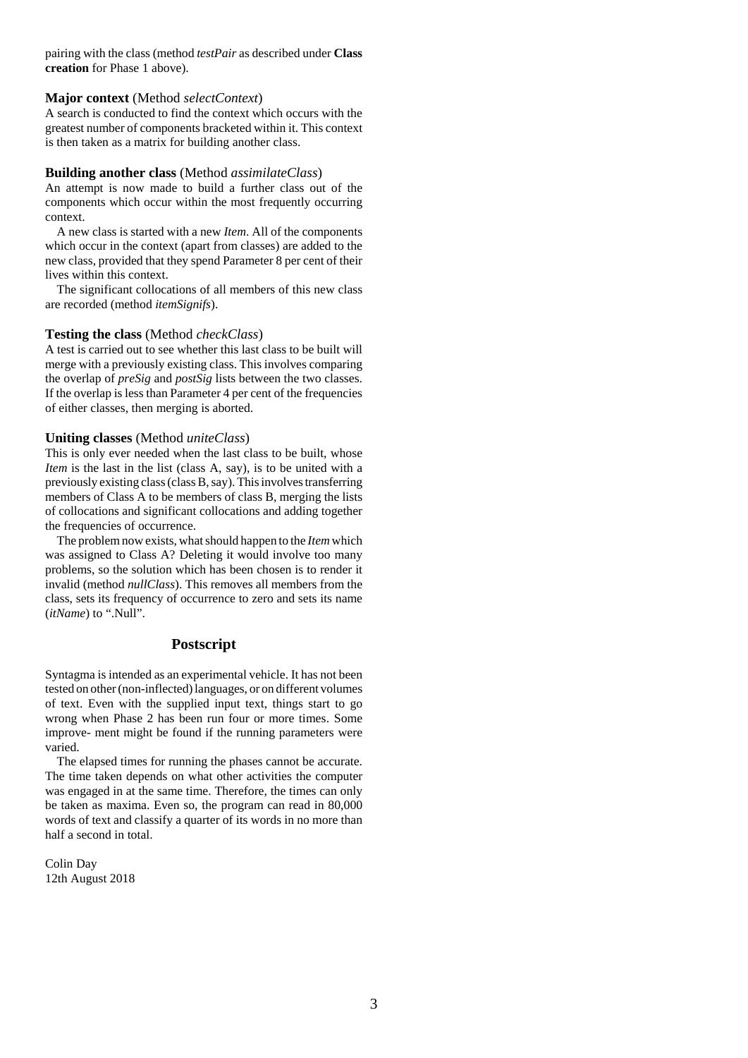pairing with the class (method *testPair* as described under **Class creation** for Phase 1 above).

**Major context** (Method *selectContext*)
A search is conducted to find the context which occurs with the greatest number of components bracketed within it. This context is then taken as a matrix for building another class.

**Building another class** (Method *assimilateClass*)
An attempt is now made to build a further class out of the components which occur within the most frequently occurring context.

A new class is started with a new *Item*. All of the components which occur in the context (apart from classes) are added to the new class, provided that they spend Parameter 8 per cent of their lives within this context.

The significant collocations of all members of this new class are recorded (method *itemSignifs*).

**Testing the class** (Method *checkClass*)
A test is carried out to see whether this last class to be built will merge with a previously existing class. This involves comparing the overlap of *preSig* and *postSig* lists between the two classes. If the overlap is less than Parameter 4 per cent of the frequencies of either classes, then merging is aborted.

**Uniting classes** (Method *uniteClass*)
This is only ever needed when the last class to be built, whose *Item* is the last in the list (class A, say), is to be united with a previously existing class (class B, say). This involves transferring members of Class A to be members of class B, merging the lists of collocations and significant collocations and adding together the frequencies of occurrence.

The problem now exists, what should happen to the *Item* which was assigned to Class A? Deleting it would involve too many problems, so the solution which has been chosen is to render it invalid (method *nullClass*). This removes all members from the class, sets its frequency of occurrence to zero and sets its name (*itName*) to ".Null".

## Postscript

Syntagma is intended as an experimental vehicle. It has not been tested on other (non-inflected) languages, or on different volumes of text. Even with the supplied input text, things start to go wrong when Phase 2 has been run four or more times. Some improve- ment might be found if the running parameters were varied.

The elapsed times for running the phases cannot be accurate. The time taken depends on what other activities the computer was engaged in at the same time. Therefore, the times can only be taken as maxima. Even so, the program can read in 80,000 words of text and classify a quarter of its words in no more than half a second in total.

Colin Day
12th August 2018